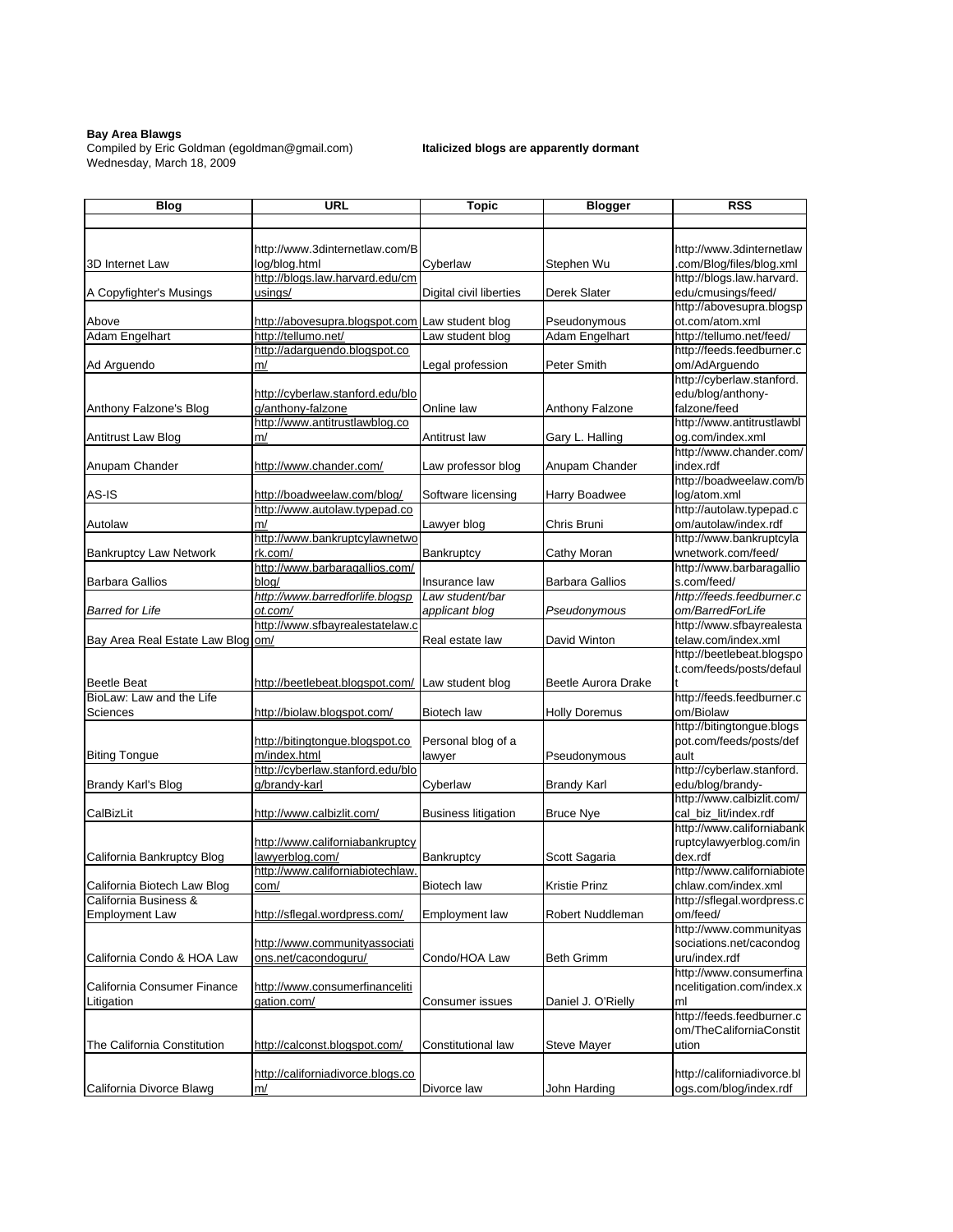**Bay Area Blawgs**
Compiled by Eric Goldman (egoldman@gmail.com)
Wednesday, March 18, 2009

**Italicized blogs are apparently dormant**

| Blog | URL | Topic | Blogger | RSS |
|---|---|---|---|---|
| | | | | |
| 3D Internet Law | http://www.3dinternetlaw.com/Blog/blog.html | Cyberlaw | Stephen Wu | http://www.3dinternetlaw.com/Blog/files/blog.xml |
| A Copyfighter's Musings | http://blogs.law.harvard.edu/cmusings/ | Digital civil liberties | Derek Slater | http://blogs.law.harvard.edu/cmusings/feed/ |
| Above | http://abovesupra.blogspot.com | Law student blog | Pseudonymous | http://abovesupra.blogspot.com/atom.xml |
| Adam Engelhart | http://tellumo.net/ | Law student blog | Adam Engelhart | http://tellumo.net/feed/ |
| Ad Arguendo | http://adarguendo.blogspot.com/ | Legal profession | Peter Smith | http://feeds.feedburner.com/AdArguendo |
| Anthony Falzone's Blog | http://cyberlaw.stanford.edu/blog/anthony-falzone | Online law | Anthony Falzone | http://cyberlaw.stanford.edu/blog/anthony-falzone/feed |
| Antitrust Law Blog | http://www.antitrustlawblog.com/ | Antitrust law | Gary L. Halling | http://www.antitrustlawblog.com/index.xml |
| Anupam Chander | http://www.chander.com/ | Law professor blog | Anupam Chander | http://www.chander.com/index.rdf |
| AS-IS | http://boadweelaw.com/blog/ | Software licensing | Harry Boadwee | http://boadweelaw.com/blog/atom.xml |
| Autolaw | http://www.autolaw.typepad.com/ | Lawyer blog | Chris Bruni | http://autolaw.typepad.com/autolaw/index.rdf |
| Bankruptcy Law Network | http://www.bankruptcylawnetwork.com/ | Bankruptcy | Cathy Moran | http://www.bankruptcylawnetwork.com/feed/ |
| Barbara Gallios | http://www.barbaragallios.com/blog/ | Insurance law | Barbara Gallios | http://www.barbaragallios.com/feed/ |
| *Barred for Life* | *http://www.barredforlife.blogspot.com/* | *Law student/bar applicant blog* | *Pseudonymous* | *http://feeds.feedburner.com/BarredForLife* |
| Bay Area Real Estate Law Blog | http://www.sfbayrealestatelaw.com/ | Real estate law | David Winton | http://www.sfbayrealestatelaw.com/index.xml |
| Beetle Beat | http://beetlebeat.blogspot.com/ | Law student blog | Beetle Aurora Drake | http://beetlebeat.blogspot.com/feeds/posts/default |
| BioLaw: Law and the Life Sciences | http://biolaw.blogspot.com/ | Biotech law | Holly Doremus | http://feeds.feedburner.com/Biolaw |
| Biting Tongue | http://bitingtongue.blogspot.com/index.html | Personal blog of a lawyer | Pseudonymous | http://bitingtongue.blogspot.com/feeds/posts/default |
| Brandy Karl's Blog | http://cyberlaw.stanford.edu/blog/brandy-karl | Cyberlaw | Brandy Karl | http://cyberlaw.stanford.edu/blog/brandy- |
| CalBizLit | http://www.calbizlit.com/ | Business litigation | Bruce Nye | http://www.calbizlit.com/cal_biz_lit/index.rdf |
| California Bankruptcy Blog | http://www.californiabankruptcylawyerblog.com/ | Bankruptcy | Scott Sagaria | http://www.californiabankruptcylawyerblog.com/index.rdf |
| California Biotech Law Blog | http://www.californiabiotechlaw.com/ | Biotech law | Kristie Prinz | http://www.californiabiotechlaw.com/index.xml |
| California Business & Employment Law | http://sflegal.wordpress.com/ | Employment law | Robert Nuddleman | http://sflegal.wordpress.com/feed/ |
| California Condo & HOA Law | http://www.communityassociations.net/cacondoguru/ | Condo/HOA Law | Beth Grimm | http://www.communityassociations.net/cacondoguru/index.rdf |
| California Consumer Finance Litigation | http://www.consumerfinancelitigation.com/ | Consumer issues | Daniel J. O'Rielly | http://www.consumerfinancelitigation.com/index.xml |
| The California Constitution | http://calconst.blogspot.com/ | Constitutional law | Steve Mayer | http://feeds.feedburner.com/TheCaliforniaConstitution |
| California Divorce Blawg | http://californiadivorce.blogs.com/ | Divorce law | John Harding | http://californiadivorce.blogs.com/blog/index.rdf |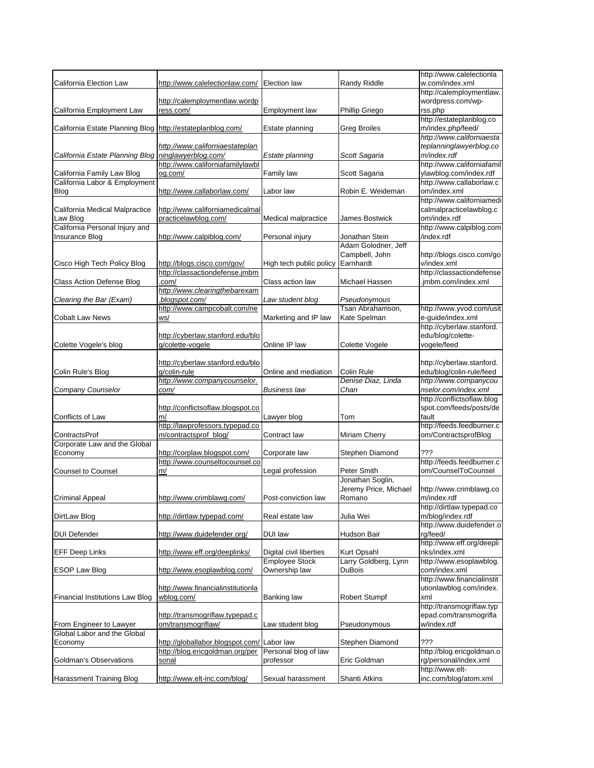| | | | | |
|---|---|---|---|---|
| California Election Law | http://www.calelectionlaw.com/ | Election law | Randy Riddle | http://www.calelectionlaw.com/index.xml |
| California Employment Law | http://calemploymentlaw.wordpress.com/ | Employment law | Phillip Griego | http://calemploymentlaw.wordpress.com/wp-rss.php |
| California Estate Planning Blog | http://estateplanblog.com/ | Estate planning | Greg Broiles | http://estateplanblog.com/index.php/feed/ |
| *California Estate Planning Blog* | *http://www.californiaestateplanninglawyerblog.com/* | *Estate planning* | *Scott Sagaria* | *http://www.californiaestateplanninglawyerblog.com/index.rdf* |
| California Family Law Blog | http://www.californiafamilylawblog.com/ | Family law | Scott Sagaria | http://www.californiafamilylawblog.com/index.rdf |
| California Labor & Employment Blog | http://www.callaborlaw.com/ | Labor law | Robin E. Weideman | http://www.callaborlaw.com/index.xml |
| California Medical Malpractice Law Blog | http://www.californiamedicalmalpracticelawblog.com/ | Medical malpractice | James Bostwick | http://www.californiamedicalmalpracticelawblog.com/index.rdf |
| California Personal Injury and Insurance Blog | http://www.calpiblog.com/ | Personal injury | Jonathan Stein | http://www.calpiblog.com/index.rdf |
| Cisco High Tech Policy Blog | http://blogs.cisco.com/gov/ | High tech public policy | Adam Golodner, Jeff Campbell, John Earnhardt | http://blogs.cisco.com/gov/index.xml |
| Class Action Defense Blog | http://classactiondefense.jmbm.com/ | Class action law | Michael Hassen | http://classactiondefense.jmbm.com/index.xml |
| *Clearing the Bar (Exam)* | *http://www.clearingthebarexam.blogspot.com/* | *Law student blog* | *Pseudonymous* | |
| Cobalt Law News | http://www.campcobalt.com/news/ | Marketing and IP law | Tsan Abrahamson, Kate Spelman | http://www.yvod.com/usite-guide/index.xml |
| Colette Vogele's blog | http://cyberlaw.stanford.edu/blog/colette-vogele | Online IP law | Colette Vogele | http://cyberlaw.stanford.edu/blog/colette-vogele/feed |
| Colin Rule's Blog | http://cyberlaw.stanford.edu/blog/colin-rule | Online and mediation | Colin Rule | http://cyberlaw.stanford.edu/blog/colin-rule/feed |
| *Company Counselor* | *http://www.companycounselor.com/* | *Business law* | *Denise Diaz, Linda Chan* | *http://www.companycounselor.com/index.xml* |
| Conflicts of Law | http://conflictsoflaw.blogspot.com/ | Lawyer blog | Tom | http://conflictsoflaw.blogspot.com/feeds/posts/default |
| ContractsProf | http://lawprofessors.typepad.com/contractsprof_blog/ | Contract law | Miriam Cherry | http://feeds.feedburner.com/ContractsprofBlog |
| Corporate Law and the Global Economy | http://corplaw.blogspot.com/ | Corporate law | Stephen Diamond | ??? |
| Counsel to Counsel | http://www.counseltocounsel.com/ | Legal profession | Peter Smith | http://feeds.feedburner.com/CounselToCounsel |
| Criminal Appeal | http://www.crimblawg.com/ | Post-conviction law | Jonathan Soglin, Jeremy Price, Michael Romano | http://www.crimblawg.com/index.rdf |
| DirtLaw Blog | http://dirtlaw.typepad.com/ | Real estate law | Julia Wei | http://dirtlaw.typepad.com/blog/index.rdf |
| DUI Defender | http://www.duidefender.org/ | DUI law | Hudson Bair | http://www.duidefender.org/feed/ |
| EFF Deep Links | http://www.eff.org/deeplinks/ | Digital civil liberties | Kurt Opsahl | http://www.eff.org/deeplinks/index.xml |
| ESOP Law Blog | http://www.esoplawblog.com/ | Employee Stock Ownership law | Larry Goldberg, Lynn DuBois | http://www.esoplawblog.com/index.xml |
| Financial Institutions Law Blog | http://www.financialinstitutionlawblog.com/ | Banking law | Robert Stumpf | http://www.financialinstitutionlawblog.com/index.xml |
| From Engineer to Lawyer | http://transmogriflaw.typepad.com/transmogriflaw/ | Law student blog | Pseudonymous | http://transmogriflaw.typepad.com/transmogriflaw/index.rdf |
| Global Labor and the Global Economy | http://globallabor.blogspot.com/ | Labor law | Stephen Diamond | ??? |
| Goldman's Observations | http://blog.ericgoldman.org/personal | Personal blog of law professor | Eric Goldman | http://blog.ericgoldman.org/personal/index.xml |
| Harassment Training Blog | http://www.elt-inc.com/blog/ | Sexual harassment | Shanti Atkins | http://www.elt-inc.com/blog/atom.xml |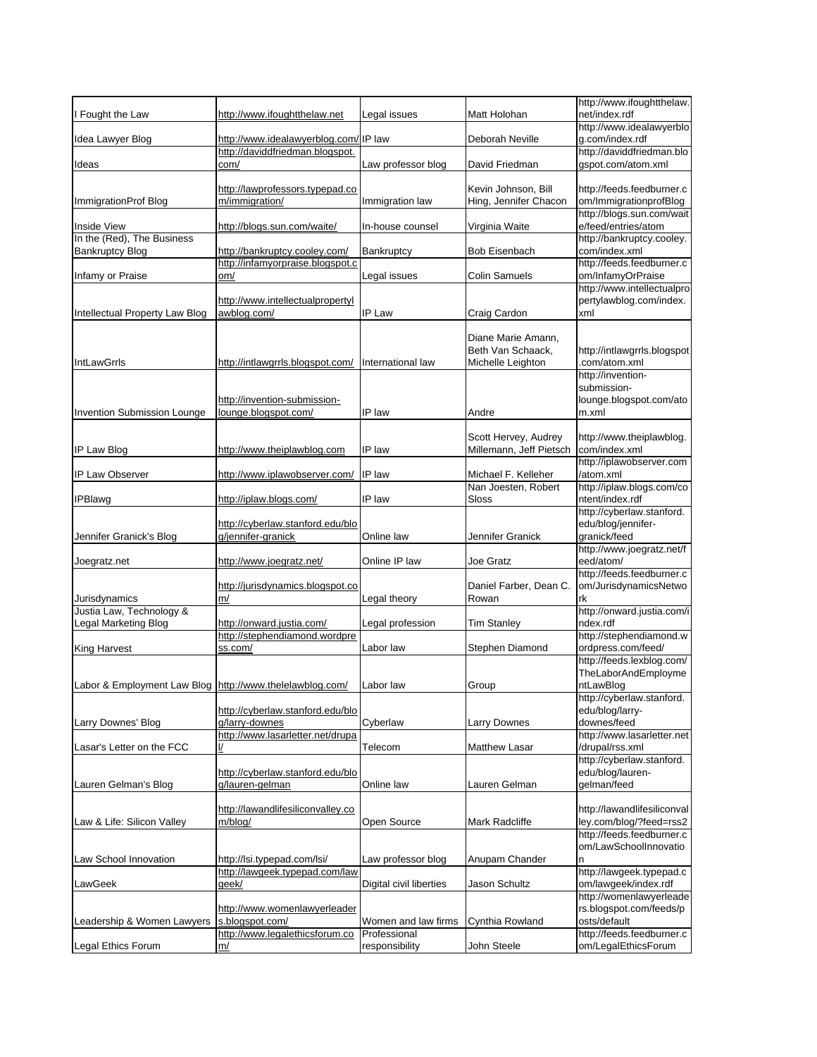| | | | | |
|---|---|---|---|---|
| I Fought the Law | http://www.ifoughtthelaw.net | Legal issues | Matt Holohan | http://www.ifoughtthelaw.net/index.rdf |
| Idea Lawyer Blog | http://www.idealawyerblog.com/ | IP law | Deborah Neville | http://www.idealawyerblog.com/index.rdf |
| Ideas | http://daviddfriedman.blogspot.com/ | Law professor blog | David Friedman | http://daviddfriedman.blogspot.com/atom.xml |
| ImmigrationProf Blog | http://lawprofessors.typepad.com/immigration/ | Immigration law | Kevin Johnson, Bill Hing, Jennifer Chacon | http://feeds.feedburner.com/ImmigrationprofBlog |
| Inside View | http://blogs.sun.com/waite/ | In-house counsel | Virginia Waite | http://blogs.sun.com/waite/feed/entries/atom |
| In the (Red), The Business Bankruptcy Blog | http://bankruptcy.cooley.com/ | Bankruptcy | Bob Eisenbach | http://bankruptcy.cooley.com/index.xml |
| Infamy or Praise | http://infamyorpraise.blogspot.com/ | Legal issues | Colin Samuels | http://feeds.feedburner.com/InfamyOrPraise |
| Intellectual Property Law Blog | http://www.intellectualpropertylawblog.com/ | IP Law | Craig Cardon | http://www.intellectualpropertylawblog.com/index.xml |
| IntLawGrrls | http://intlawgrrls.blogspot.com/ | International law | Diane Marie Amann, Beth Van Schaack, Michelle Leighton | http://intlawgrrls.blogspot.com/atom.xml |
| Invention Submission Lounge | http://invention-submission-lounge.blogspot.com/ | IP law | Andre | http://invention-submission-lounge.blogspot.com/atom.xml |
| IP Law Blog | http://www.theiplawblog.com | IP law | Scott Hervey, Audrey Millemann, Jeff Pietsch | http://www.theiplawblog.com/index.xml |
| IP Law Observer | http://www.iplawobserver.com/ | IP law | Michael F. Kelleher | http://iplawobserver.com/atom.xml |
| IPBlawg | http://iplaw.blogs.com/ | IP law | Nan Joesten, Robert Sloss | http://iplaw.blogs.com/content/index.rdf |
| Jennifer Granick's Blog | http://cyberlaw.stanford.edu/blog/jennifer-granick | Online law | Jennifer Granick | http://cyberlaw.stanford.edu/blog/jennifer-granick/feed |
| Joegratz.net | http://www.joegratz.net/ | Online IP law | Joe Gratz | http://www.joegratz.net/feed/atom/ |
| Jurisdynamics | http://jurisdynamics.blogspot.com/ | Legal theory | Daniel Farber, Dean C. Rowan | http://feeds.feedburner.com/JurisdynamicsNetwork |
| Justia Law, Technology & Legal Marketing Blog | http://onward.justia.com/ | Legal profession | Tim Stanley | http://onward.justia.com/index.rdf |
| King Harvest | http://stephendiamond.wordpress.com/ | Labor law | Stephen Diamond | http://stephendiamond.wordpress.com/feed/ |
| Labor & Employment Law Blog | http://www.thelelawblog.com/ | Labor law | Group | http://feeds.lexblog.com/TheLaborAndEmploymentLawBlog |
| Larry Downes' Blog | http://cyberlaw.stanford.edu/blog/larry-downes | Cyberlaw | Larry Downes | http://cyberlaw.stanford.edu/blog/larry-downes/feed |
| Lasar's Letter on the FCC | http://www.lasarletter.net/drupal/ | Telecom | Matthew Lasar | http://www.lasarletter.net/drupal/rss.xml |
| Lauren Gelman's Blog | http://cyberlaw.stanford.edu/blog/lauren-gelman | Online law | Lauren Gelman | http://cyberlaw.stanford.edu/blog/lauren-gelman/feed |
| Law & Life: Silicon Valley | http://lawandlifesiliconvalley.com/blog/ | Open Source | Mark Radcliffe | http://lawandlifesiliconvalley.com/blog/?feed=rss2 |
| Law School Innovation | http://lsi.typepad.com/lsi/ | Law professor blog | Anupam Chander | http://feeds.feedburner.com/LawSchoolInnovation |
| LawGeek | http://lawgeek.typepad.com/lawgeek/ | Digital civil liberties | Jason Schultz | http://lawgeek.typepad.com/lawgeek/index.rdf |
| Leadership & Women Lawyers | http://www.womenlawyerleaders.blogspot.com/ | Women and law firms | Cynthia Rowland | http://womenlawyerleaders.blogspot.com/feeds/posts/default |
| Legal Ethics Forum | http://www.legalethicsforum.com/ | Professional responsibility | John Steele | http://feeds.feedburner.com/LegalEthicsForum |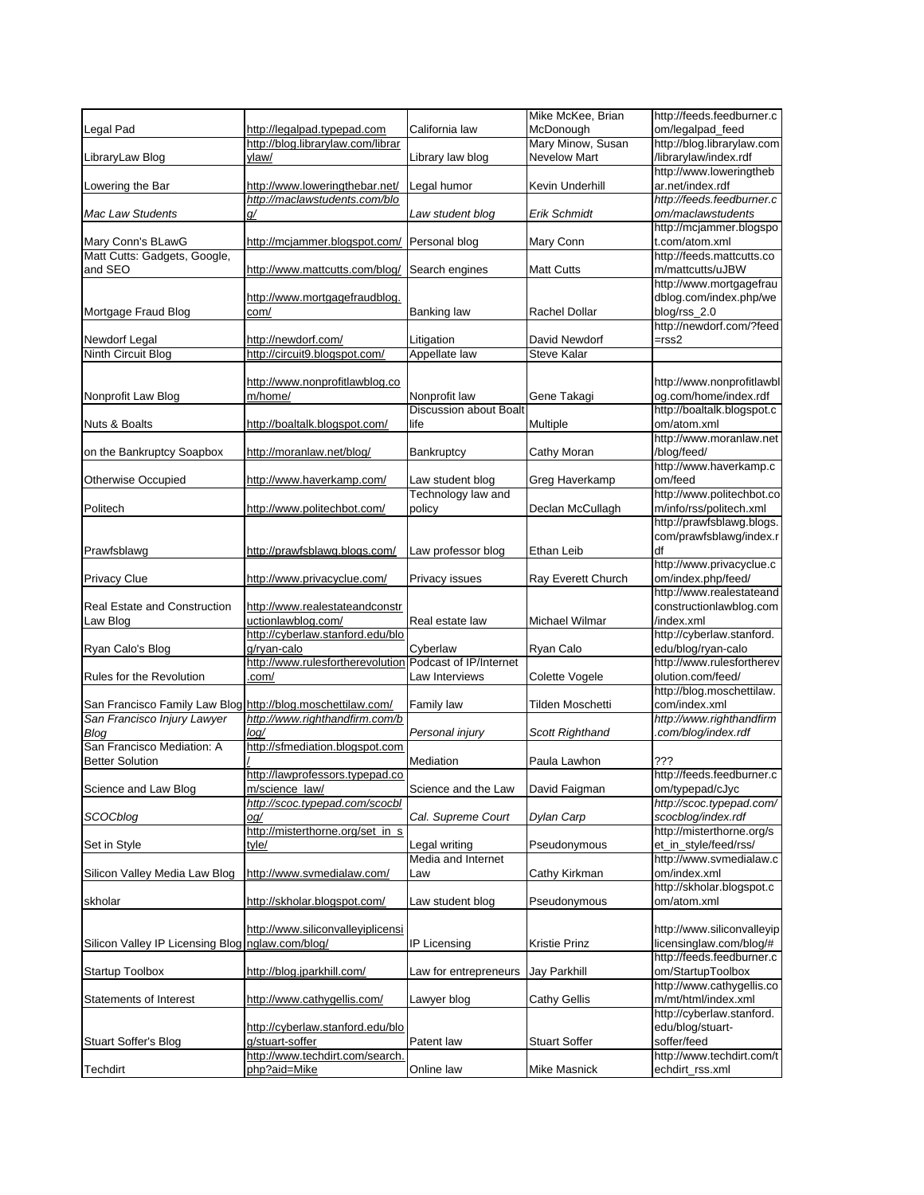| | | | | |
|---|---|---|---|---|
| Legal Pad | http://legalpad.typepad.com | California law | Mike McKee, Brian McDonough | http://feeds.feedburner.com/legalpad_feed |
| LibraryLaw Blog | http://blog.librarylaw.com/librarylaw/ | Library law blog | Mary Minow, Susan Nevelow Mart | http://blog.librarylaw.com/librarylaw/index.rdf |
| Lowering the Bar | http://www.loweringthebar.net/ | Legal humor | Kevin Underhill | http://www.loweringthebar.net/index.rdf |
| *Mac Law Students* | *http://maclawstudents.com/blog/* | *Law student blog* | *Erik Schmidt* | *http://feeds.feedburner.com/maclawstudents* |
| Mary Conn's BLawG | http://mcjammer.blogspot.com/ | Personal blog | Mary Conn | http://mcjammer.blogspot.com/atom.xml |
| Matt Cutts: Gadgets, Google, and SEO | http://www.mattcutts.com/blog/ | Search engines | Matt Cutts | http://feeds.mattcutts.com/mattcutts/uJBW |
| Mortgage Fraud Blog | http://www.mortgagefraudblog.com/ | Banking law | Rachel Dollar | http://www.mortgagefraudblog.com/index.php/weblog/rss_2.0 |
| Newdorf Legal | http://newdorf.com/ | Litigation | David Newdorf | http://newdorf.com/?feed=rss2 |
| Ninth Circuit Blog | http://circuit9.blogspot.com/ | Appellate law | Steve Kalar | |
| Nonprofit Law Blog | http://www.nonprofitlawblog.com/home/ | Nonprofit law | Gene Takagi | http://www.nonprofitlawblog.com/home/index.rdf |
| Nuts & Boalts | http://boaltalk.blogspot.com/ | Discussion about Boalt life | Multiple | http://boaltalk.blogspot.com/atom.xml |
| on the Bankruptcy Soapbox | http://moranlaw.net/blog/ | Bankruptcy | Cathy Moran | http://www.moranlaw.net/blog/feed/ |
| Otherwise Occupied | http://www.haverkamp.com/ | Law student blog | Greg Haverkamp | http://www.haverkamp.com/feed |
| Politech | http://www.politechbot.com/ | Technology law and policy | Declan McCullagh | http://www.politechbot.com/info/rss/politech.xml |
| Prawfsblawg | http://prawfsblawg.blogs.com/ | Law professor blog | Ethan Leib | http://prawfsblawg.blogs.com/prawfsblawg/index.rdf |
| Privacy Clue | http://www.privacyclue.com/ | Privacy issues | Ray Everett Church | http://www.privacyclue.com/index.php/feed/ |
| Real Estate and Construction Law Blog | http://www.realestateandconstructionlawblog.com/ | Real estate law | Michael Wilmar | http://www.realestateandconstructionlawblog.com/index.xml |
| Ryan Calo's Blog | http://cyberlaw.stanford.edu/blog/ryan-calo | Cyberlaw | Ryan Calo | http://cyberlaw.stanford.edu/blog/ryan-calo |
| Rules for the Revolution | http://www.rulesfortherevolution.com/ | Podcast of IP/Internet Law Interviews | Colette Vogele | http://www.rulesfortherevolution.com/feed/ |
| San Francisco Family Law Blog | http://blog.moschettilaw.com/ | Family law | Tilden Moschetti | http://blog.moschettilaw.com/index.xml |
| *San Francisco Injury Lawyer Blog* | *http://www.righthandfirm.com/blog/* | *Personal injury* | *Scott Righthand* | *http://www.righthandfirm.com/blog/index.rdf* |
| San Francisco Mediation: A Better Solution | http://sfmediation.blogspot.com/ | Mediation | Paula Lawhon | ??? |
| Science and Law Blog | http://lawprofessors.typepad.com/science_law/ | Science and the Law | David Faigman | http://feeds.feedburner.com/typepad/cJyc |
| *SCOCblog* | *http://scoc.typepad.com/scocblog/* | *Cal. Supreme Court* | *Dylan Carp* | *http://scoc.typepad.com/scocblog/index.rdf* |
| Set in Style | http://misterthorne.org/set_in_style/ | Legal writing | Pseudonymous | http://misterthorne.org/set_in_style/feed/rss/ |
| Silicon Valley Media Law Blog | http://www.svmedialaw.com/ | Media and Internet Law | Cathy Kirkman | http://www.svmedialaw.com/index.xml |
| skholar | http://skholar.blogspot.com/ | Law student blog | Pseudonymous | http://skholar.blogspot.com/atom.xml |
| Silicon Valley IP Licensing Blog | http://www.siliconvalleyiplicensinglaw.com/blog/ | IP Licensing | Kristie Prinz | http://www.siliconvalleyiplicensinglaw.com/blog/# |
| Startup Toolbox | http://blog.jparkhill.com/ | Law for entrepreneurs | Jay Parkhill | http://feeds.feedburner.com/StartupToolbox |
| Statements of Interest | http://www.cathygellis.com/ | Lawyer blog | Cathy Gellis | http://www.cathygellis.com/mt/html/index.xml |
| Stuart Soffer's Blog | http://cyberlaw.stanford.edu/blog/stuart-soffer | Patent law | Stuart Soffer | http://cyberlaw.stanford.edu/blog/stuart-soffer/feed |
| Techdirt | http://www.techdirt.com/search.php?aid=Mike | Online law | Mike Masnick | http://www.techdirt.com/techdirt_rss.xml |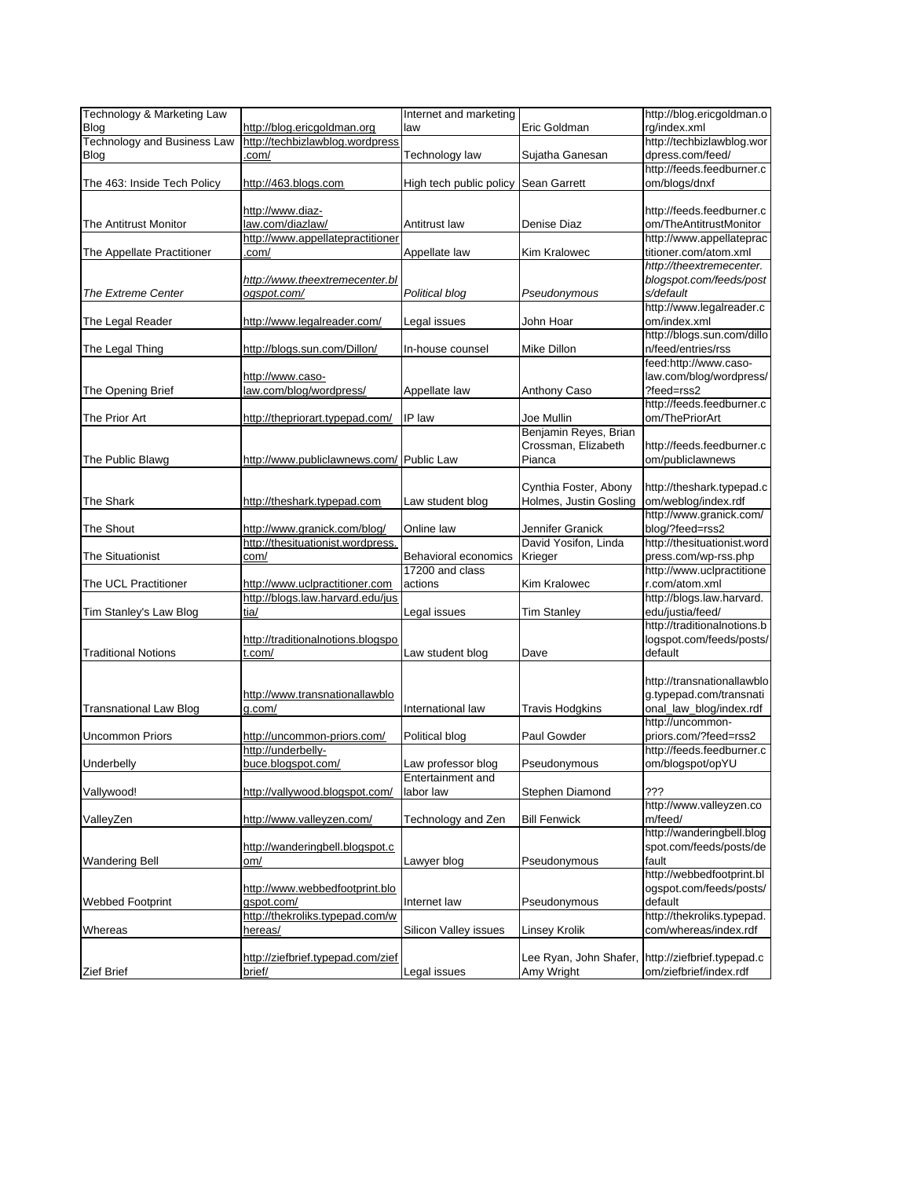| | | | | |
|---|---|---|---|---|
| Technology & Marketing Law Blog | http://blog.ericgoldman.org | Internet and marketing law | Eric Goldman | http://blog.ericgoldman.org/index.xml |
| Technology and Business Law Blog | http://techbizlawblog.wordpress.com/ | Technology law | Sujatha Ganesan | http://techbizlawblog.wordpress.com/feed/ |
| The 463: Inside Tech Policy | http://463.blogs.com | High tech public policy | Sean Garrett | http://feeds.feedburner.com/blogs/dnxf |
| The Antitrust Monitor | http://www.diaz-law.com/diazlaw/ | Antitrust law | Denise Diaz | http://feeds.feedburner.com/TheAntitrustMonitor |
| The Appellate Practitioner | http://www.appellatepractitioner.com/ | Appellate law | Kim Kralowec | http://www.appellatepractitioner.com/atom.xml |
| *The Extreme Center* | *http://www.theextremecenter.blogspot.com/* | *Political blog* | *Pseudonymous* | *http://theextremecenter.blogspot.com/feeds/posts/default* |
| The Legal Reader | http://www.legalreader.com/ | Legal issues | John Hoar | http://www.legalreader.com/index.xml |
| The Legal Thing | http://blogs.sun.com/Dillon/ | In-house counsel | Mike Dillon | http://blogs.sun.com/dillon/feed/entries/rss |
| The Opening Brief | http://www.caso-law.com/blog/wordpress/ | Appellate law | Anthony Caso | feed:http://www.caso-law.com/blog/wordpress/?feed=rss2 |
| The Prior Art | http://thepriorart.typepad.com/ | IP law | Joe Mullin | http://feeds.feedburner.com/ThePriorArt |
| The Public Blawg | http://www.publiclawnews.com/ | Public Law | Benjamin Reyes, Brian Crossman, Elizabeth Pianca | http://feeds.feedburner.com/publiclawnews |
| The Shark | http://theshark.typepad.com | Law student blog | Cynthia Foster, Abony Holmes, Justin Gosling | http://theshark.typepad.com/weblog/index.rdf |
| The Shout | http://www.granick.com/blog/ | Online law | Jennifer Granick | http://www.granick.com/blog/?feed=rss2 |
| The Situationist | http://thesituationist.wordpress.com/ | Behavioral economics | David Yosifon, Linda Krieger | http://thesituationist.wordpress.com/wp-rss.php |
| The UCL Practitioner | http://www.uclpractitioner.com | 17200 and class actions | Kim Kralowec | http://www.uclpractitioner.com/atom.xml |
| Tim Stanley's Law Blog | http://blogs.law.harvard.edu/justia/ | Legal issues | Tim Stanley | http://blogs.law.harvard.edu/justia/feed/ |
| Traditional Notions | http://traditionalnotions.blogspot.com/ | Law student blog | Dave | http://traditionalnotions.blogspot.com/feeds/posts/default |
| Transnational Law Blog | http://www.transnationallawblog.com/ | International law | Travis Hodgkins | http://transnationallawblog.typepad.com/transnational_law_blog/index.rdf |
| Uncommon Priors | http://uncommon-priors.com/ | Political blog | Paul Gowder | http://uncommon-priors.com/?feed=rss2 |
| Underbelly | http://underbelly-buce.blogspot.com/ | Law professor blog | Pseudonymous | http://feeds.feedburner.com/blogspot/opYU |
| Vallywood! | http://vallywood.blogspot.com/ | Entertainment and labor law | Stephen Diamond | ??? |
| ValleyZen | http://www.valleyzen.com/ | Technology and Zen | Bill Fenwick | http://www.valleyzen.com/feed/ |
| Wandering Bell | http://wanderingbell.blogspot.com/ | Lawyer blog | Pseudonymous | http://wanderingbell.blogspot.com/feeds/posts/default |
| Webbed Footprint | http://www.webbedfootprint.blogspot.com/ | Internet law | Pseudonymous | http://webbedfootprint.blogspot.com/feeds/posts/default |
| Whereas | http://thekroliks.typepad.com/whereas/ | Silicon Valley issues | Linsey Krolik | http://thekroliks.typepad.com/whereas/index.rdf |
| Zief Brief | http://ziefbrief.typepad.com/ziefbrief/ | Legal issues | Lee Ryan, John Shafer, Amy Wright | http://ziefbrief.typepad.com/ziefbrief/index.rdf |